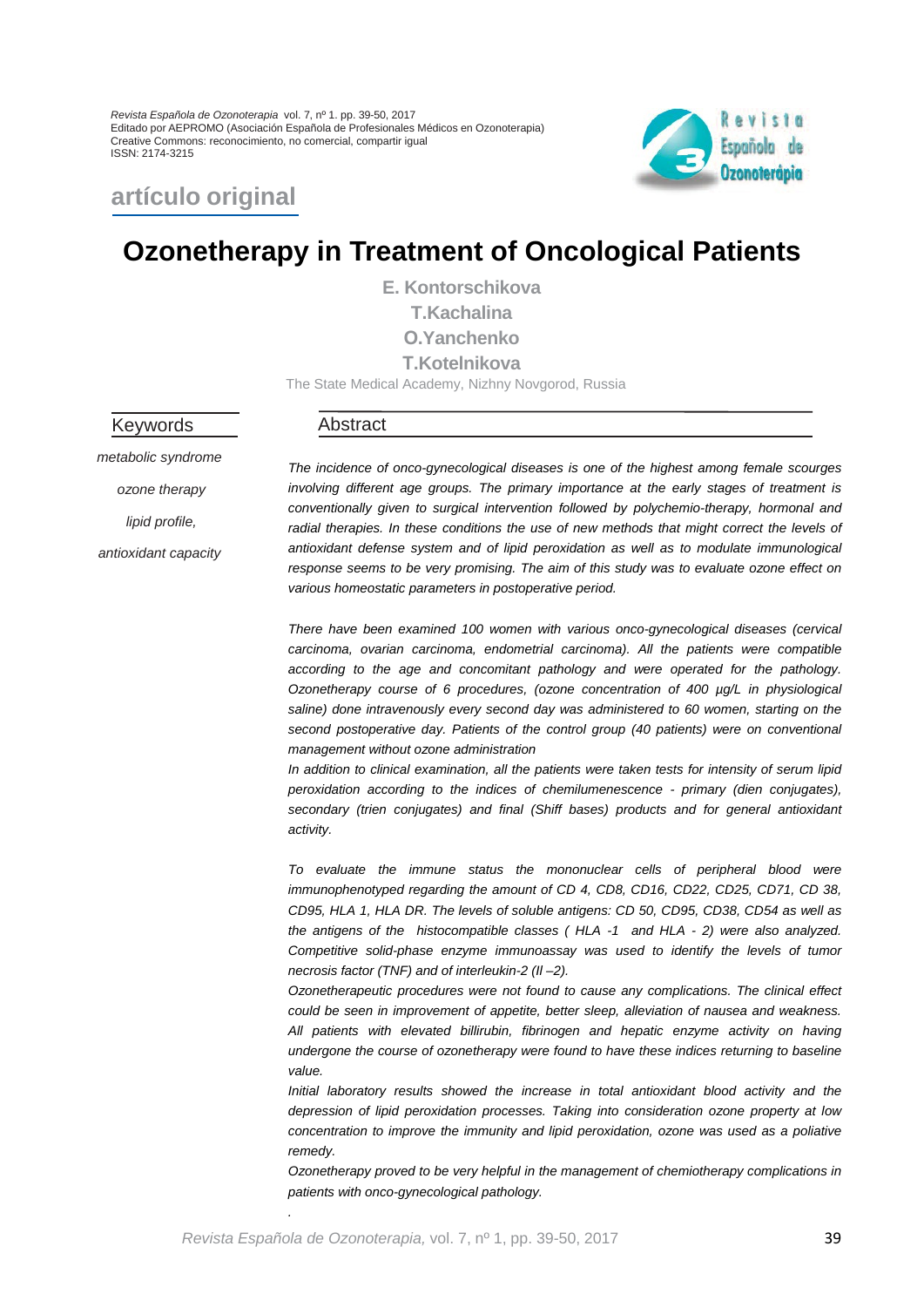Revista Española de Ozonoterapia vol. 7, nº 1. pp. 39-50, 2017
Editado por AEPROMO (Asociación Española de Profesionales Médicos en Ozonoterapia)
Creative Commons: reconocimiento, no comercial, compartir igual
ISSN: 2174-3215

**artículo original**

# Ozonetherapy in Treatment of Oncological Patients

**E. Kontorschikova**
**T.Kachalina**
**O.Yanchenko**
**T.Kotelnikova**

The State Medical Academy, Nizhny Novgorod, Russia

## Keywords

*metabolic syndrome*

*ozone therapy*

*lipid profile,*

*antioxidant capacity*

## Abstract

*The incidence of onco-gynecological diseases is one of the highest among female scourges involving different age groups. The primary importance at the early stages of treatment is conventionally given to surgical intervention followed by polychemio-therapy, hormonal and radial therapies. In these conditions the use of new methods that might correct the levels of antioxidant defense system and of lipid peroxidation as well as to modulate immunological response seems to be very promising. The aim of this study was to evaluate ozone effect on various homeostatic parameters in postoperative period.*

*There have been examined 100 women with various onco-gynecological diseases (cervical carcinoma, ovarian carcinoma, endometrial carcinoma). All the patients were compatible according to the age and concomitant pathology and were operated for the pathology. Ozonetherapy course of 6 procedures, (ozone concentration of 400 µg/L in physiological saline) done intravenously every second day was administered to 60 women, starting on the second postoperative day. Patients of the control group (40 patients) were on conventional management without ozone administration*

*In addition to clinical examination, all the patients were taken tests for intensity of serum lipid peroxidation according to the indices of chemilumenescence - primary (dien conjugates), secondary (trien conjugates) and final (Shiff bases) products and for general antioxidant activity.*

*To evaluate the immune status the mononuclear cells of peripheral blood were immunophenotyped regarding the amount of CD 4, CD8, CD16, CD22, CD25, CD71, CD 38, CD95, HLA 1, HLA DR. The levels of soluble antigens: CD 50, CD95, CD38, CD54 as well as the antigens of the histocompatible classes ( HLA -1 and HLA - 2) were also analyzed. Competitive solid-phase enzyme immunoassay was used to identify the levels of tumor necrosis factor (TNF) and of interleukin-2 (Il –2).*

*Ozonetherapeutic procedures were not found to cause any complications. The clinical effect could be seen in improvement of appetite, better sleep, alleviation of nausea and weakness. All patients with elevated billirubin, fibrinogen and hepatic enzyme activity on having undergone the course of ozonetherapy were found to have these indices returning to baseline value.*

*Initial laboratory results showed the increase in total antioxidant blood activity and the depression of lipid peroxidation processes. Taking into consideration ozone property at low concentration to improve the immunity and lipid peroxidation, ozone was used as a poliative remedy.*

*Ozonetherapy proved to be very helpful in the management of chemiotherapy complications in patients with onco-gynecological pathology.*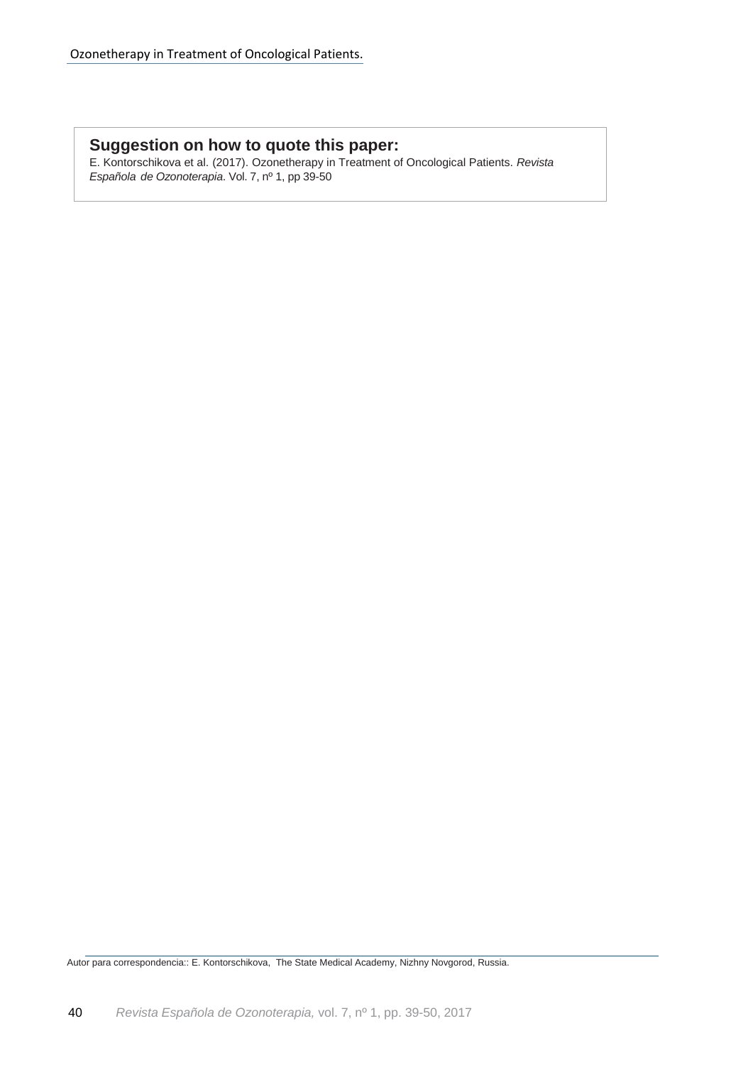## Suggestion on how to quote this paper:

E. Kontorschikova et al. (2017). Ozonetherapy in Treatment of Oncological Patients. *Revista Española de Ozonoterapia.* Vol. 7, nº 1, pp 39-50

Autor para correspondencia:: E. Kontorschikova, The State Medical Academy, Nizhny Novgorod, Russia.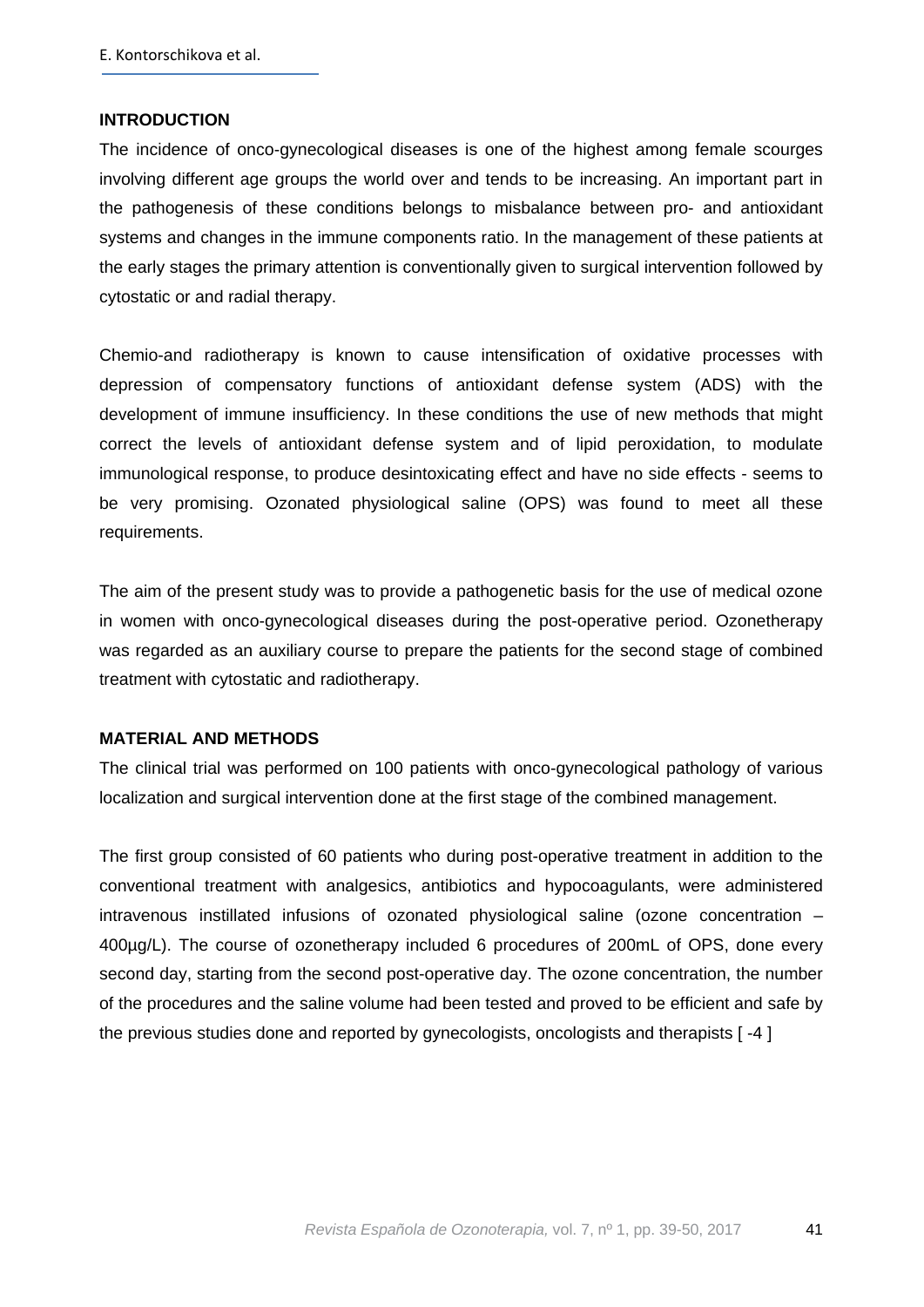## INTRODUCTION

The incidence of onco-gynecological diseases is one of the highest among female scourges involving different age groups the world over and tends to be increasing. An important part in the pathogenesis of these conditions belongs to misbalance between pro- and antioxidant systems and changes in the immune components ratio. In the management of these patients at the early stages the primary attention is conventionally given to surgical intervention followed by cytostatic or and radial therapy.

Chemio-and radiotherapy is known to cause intensification of oxidative processes with depression of compensatory functions of antioxidant defense system (ADS) with the development of immune insufficiency. In these conditions the use of new methods that might correct the levels of antioxidant defense system and of lipid peroxidation, to modulate immunological response, to produce desintoxicating effect and have no side effects - seems to be very promising. Ozonated physiological saline (OPS) was found to meet all these requirements.

The aim of the present study was to provide a pathogenetic basis for the use of medical ozone in women with onco-gynecological diseases during the post-operative period. Ozonetherapy was regarded as an auxiliary course to prepare the patients for the second stage of combined treatment with cytostatic and radiotherapy.

## MATERIAL AND METHODS

The clinical trial was performed on 100 patients with onco-gynecological pathology of various localization and surgical intervention done at the first stage of the combined management.

The first group consisted of 60 patients who during post-operative treatment in addition to the conventional treatment with analgesics, antibiotics and hypocoagulants, were administered intravenous instillated infusions of ozonated physiological saline (ozone concentration – 400µg/L). The course of ozonetherapy included 6 procedures of 200mL of OPS, done every second day, starting from the second post-operative day. The ozone concentration, the number of the procedures and the saline volume had been tested and proved to be efficient and safe by the previous studies done and reported by gynecologists, oncologists and therapists [ -4 ]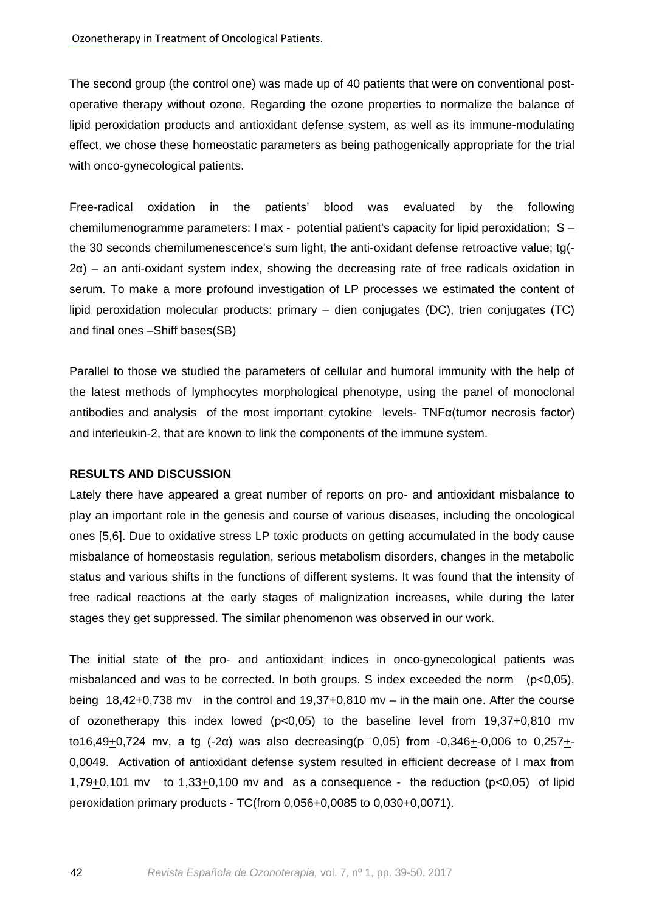The second group (the control one) was made up of 40 patients that were on conventional post-operative therapy without ozone. Regarding the ozone properties to normalize the balance of lipid peroxidation products and antioxidant defense system, as well as its immune-modulating effect, we chose these homeostatic parameters as being pathogenically appropriate for the trial with onco-gynecological patients.

Free-radical oxidation in the patients' blood was evaluated by the following chemilumenogramme parameters: I max - potential patient's capacity for lipid peroxidation; S – the 30 seconds chemilumenescence's sum light, the anti-oxidant defense retroactive value; tg(-2α) – an anti-oxidant system index, showing the decreasing rate of free radicals oxidation in serum. To make a more profound investigation of LP processes we estimated the content of lipid peroxidation molecular products: primary – dien conjugates (DC), trien conjugates (TC) and final ones –Shiff bases(SB)

Parallel to those we studied the parameters of cellular and humoral immunity with the help of the latest methods of lymphocytes morphological phenotype, using the panel of monoclonal antibodies and analysis of the most important cytokine levels- TNFα(tumor necrosis factor) and interleukin-2, that are known to link the components of the immune system.

## RESULTS AND DISCUSSION

Lately there have appeared a great number of reports on pro- and antioxidant misbalance to play an important role in the genesis and course of various diseases, including the oncological ones [5,6]. Due to oxidative stress LP toxic products on getting accumulated in the body cause misbalance of homeostasis regulation, serious metabolism disorders, changes in the metabolic status and various shifts in the functions of different systems. It was found that the intensity of free radical reactions at the early stages of malignization increases, while during the later stages they get suppressed. The similar phenomenon was observed in our work.

The initial state of the pro- and antioxidant indices in onco-gynecological patients was misbalanced and was to be corrected. In both groups. S index exceeded the norm ($p<0,05$), being 18,42±0,738 mv in the control and 19,37±0,810 mv – in the main one. After the course of ozonetherapy this index lowed ($p<0,05$) to the baseline level from 19,37±0,810 mv to16,49±0,724 mv, a tg (-2α) was also decreasing(p□0,05) from -0,346±-0,006 to 0,257±-0,0049. Activation of antioxidant defense system resulted in efficient decrease of I max from 1,79±0,101 mv to 1,33±0,100 mv and as a consequence - the reduction ($p<0,05$) of lipid peroxidation primary products - TC(from 0,056±0,0085 to 0,030±0,0071).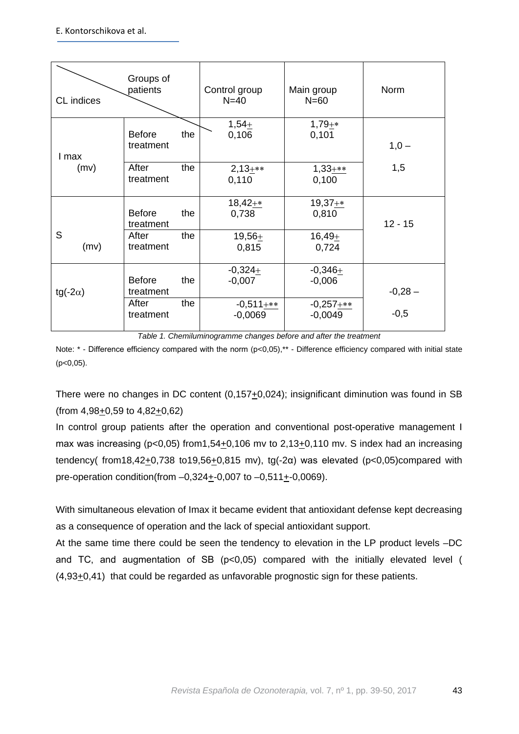| CL indices / Groups of patients | | Control group N=40 | Main group N=60 | Norm |
|---|---|---|---|---|
| I max (mv) | Before the treatment | 1,54± 0,106 | 1,79±* 0,101 | 1,0 – 1,5 |
| | After the treatment | 2,13±** 0,110 | 1,33±** 0,100 | |
| S (mv) | Before the treatment | 18,42±* 0,738 | 19,37±* 0,810 | 12 - 15 |
| | After the treatment | 19,56± 0,815 | 16,49± 0,724 | |
| tg(-2α) | Before the treatment | -0,324± -0,007 | -0,346± -0,006 | -0,28 – -0,5 |
| | After the treatment | -0,511±** -0,0069 | -0,257±** -0,0049 | |

*Table 1. Chemiluminogramme changes before and after the treatment*

Note: * - Difference efficiency compared with the norm (p<0,05),** - Difference efficiency compared with initial state (p<0,05).

There were no changes in DC content (0,157±0,024); insignificant diminution was found in SB (from 4,98±0,59 to 4,82±0,62)

In control group patients after the operation and conventional post-operative management I max was increasing (p<0,05) from1,54±0,106 mv to 2,13±0,110 mv. S index had an increasing tendency( from18,42±0,738 to19,56±0,815 mv), tg(-2α) was elevated (p<0,05)compared with pre-operation condition(from –0,324±-0,007 to –0,511±-0,0069).

With simultaneous elevation of Imax it became evident that antioxidant defense kept decreasing as a consequence of operation and the lack of special antioxidant support.

At the same time there could be seen the tendency to elevation in the LP product levels –DC and TC, and augmentation of SB (p<0,05) compared with the initially elevated level ( (4,93±0,41) that could be regarded as unfavorable prognostic sign for these patients.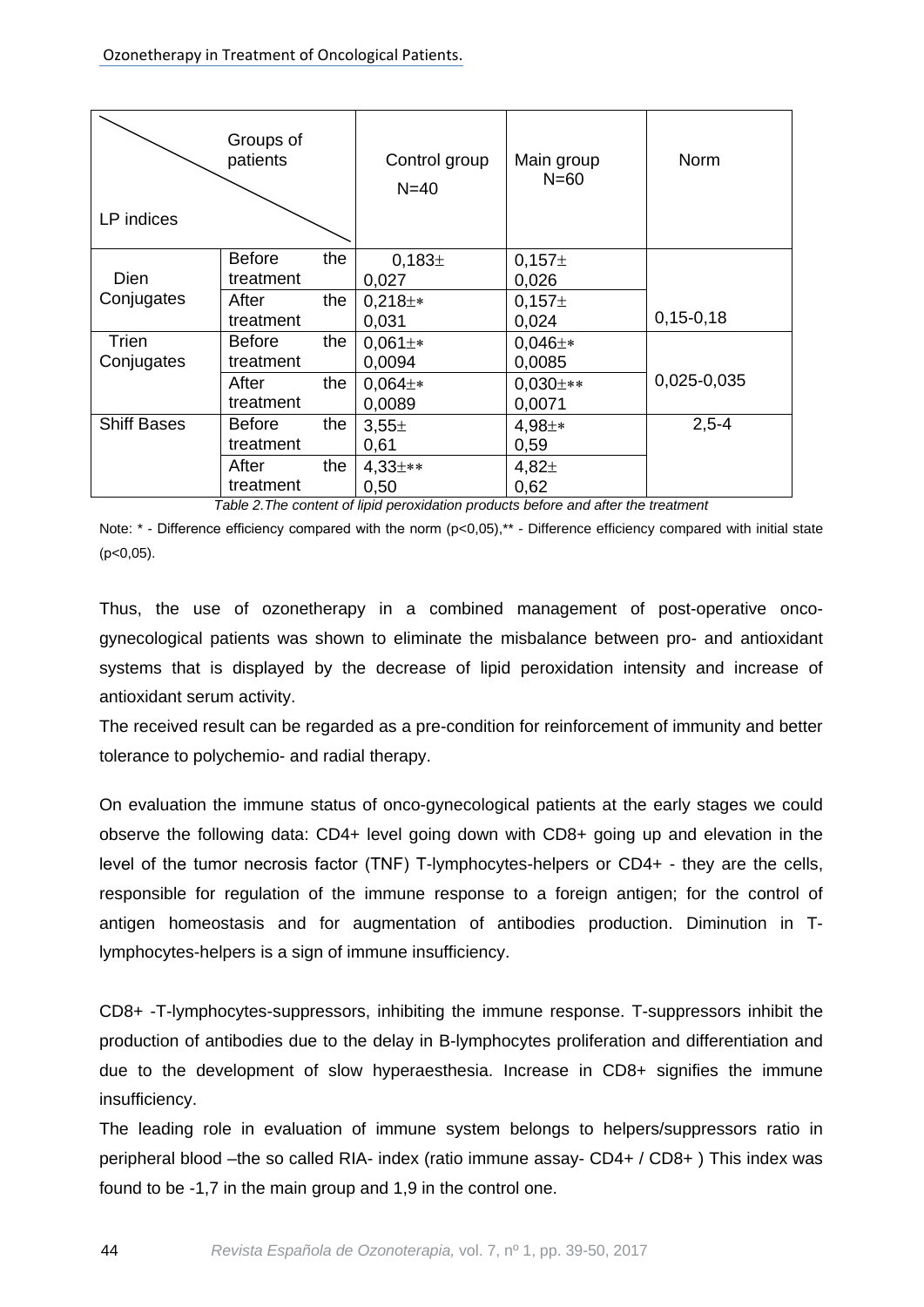| LP indices \ Groups of patients | | Control group N=40 | Main group N=60 | Norm |
|---|---|---|---|---|
| Dien Conjugates | Before the treatment | 0,183± 0,027 | 0,157± 0,026 | 0,15-0,18 |
| | After the treatment | 0,218±* 0,031 | 0,157± 0,024 | |
| Trien Conjugates | Before the treatment | 0,061±* 0,0094 | 0,046±* 0,0085 | 0,025-0,035 |
| | After the treatment | 0,064±* 0,0089 | 0,030±** 0,0071 | |
| Shiff Bases | Before the treatment | 3,55± 0,61 | 4,98±* 0,59 | 2,5-4 |
| | After the treatment | 4,33±** 0,50 | 4,82± 0,62 | |

*Table 2.The content of lipid peroxidation products before and after the treatment*

Note: * - Difference efficiency compared with the norm ($p<0,05$),** - Difference efficiency compared with initial state ($p<0,05$).

Thus, the use of ozonetherapy in a combined management of post-operative onco-gynecological patients was shown to eliminate the misbalance between pro- and antioxidant systems that is displayed by the decrease of lipid peroxidation intensity and increase of antioxidant serum activity.

The received result can be regarded as a pre-condition for reinforcement of immunity and better tolerance to polychemio- and radial therapy.

On evaluation the immune status of onco-gynecological patients at the early stages we could observe the following data: CD4+ level going down with CD8+ going up and elevation in the level of the tumor necrosis factor (TNF) T-lymphocytes-helpers or CD4+ - they are the cells, responsible for regulation of the immune response to a foreign antigen; for the control of antigen homeostasis and for augmentation of antibodies production. Diminution in T-lymphocytes-helpers is a sign of immune insufficiency.

CD8+ -T-lymphocytes-suppressors, inhibiting the immune response. T-suppressors inhibit the production of antibodies due to the delay in B-lymphocytes proliferation and differentiation and due to the development of slow hyperaesthesia. Increase in CD8+ signifies the immune insufficiency.

The leading role in evaluation of immune system belongs to helpers/suppressors ratio in peripheral blood –the so called RIA- index (ratio immune assay- CD4+ / CD8+ ) This index was found to be -1,7 in the main group and 1,9 in the control one.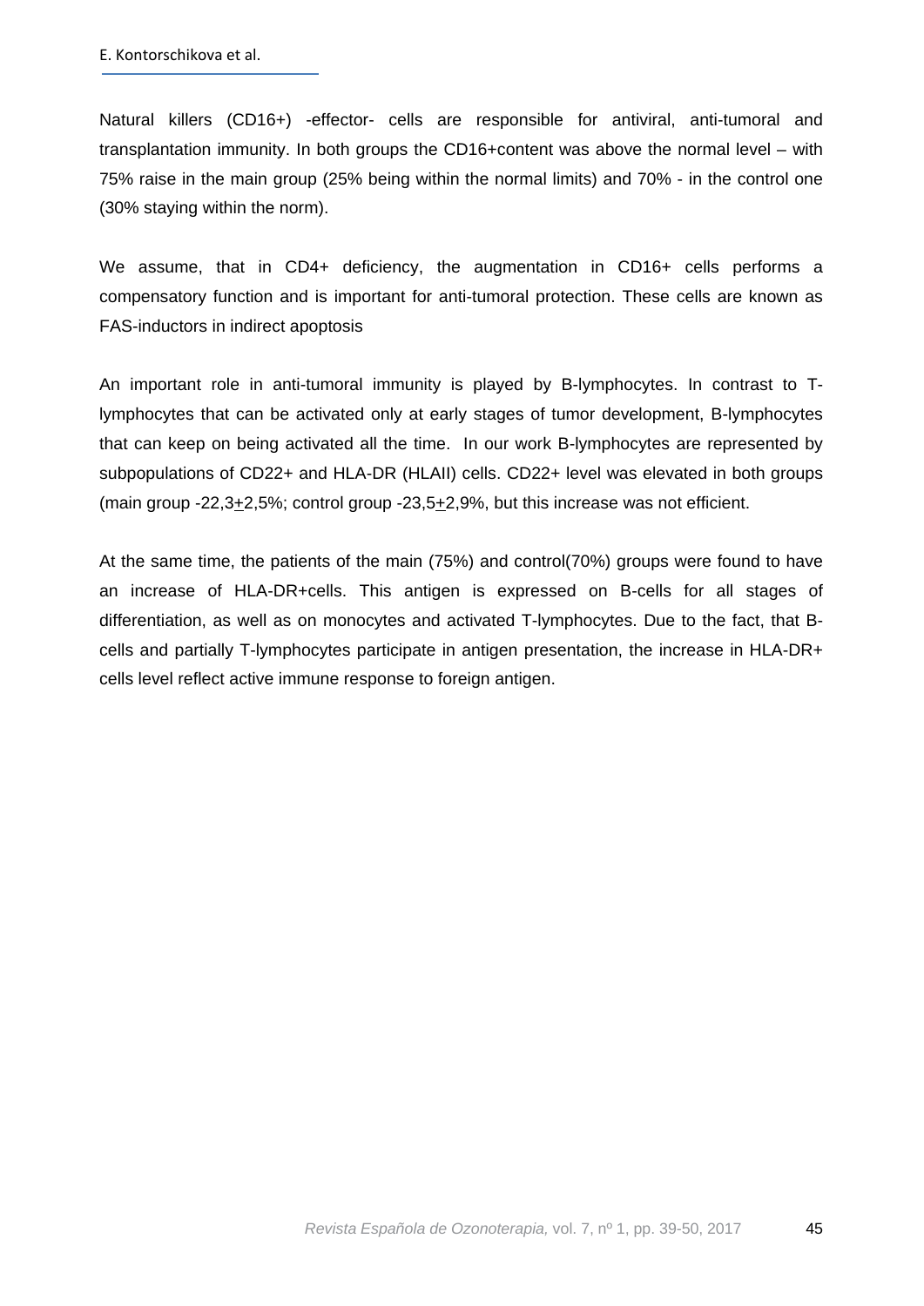Natural killers (CD16+) -effector- cells are responsible for antiviral, anti-tumoral and transplantation immunity. In both groups the CD16+content was above the normal level – with 75% raise in the main group (25% being within the normal limits) and 70% - in the control one (30% staying within the norm).

We assume, that in CD4+ deficiency, the augmentation in CD16+ cells performs a compensatory function and is important for anti-tumoral protection. These cells are known as FAS-inductors in indirect apoptosis

An important role in anti-tumoral immunity is played by B-lymphocytes. In contrast to T-lymphocytes that can be activated only at early stages of tumor development, B-lymphocytes that can keep on being activated all the time. In our work B-lymphocytes are represented by subpopulations of CD22+ and HLA-DR (HLAII) cells. CD22+ level was elevated in both groups (main group -22,3±2,5%; control group -23,5±2,9%, but this increase was not efficient.

At the same time, the patients of the main (75%) and control(70%) groups were found to have an increase of HLA-DR+cells. This antigen is expressed on B-cells for all stages of differentiation, as well as on monocytes and activated T-lymphocytes. Due to the fact, that B-cells and partially T-lymphocytes participate in antigen presentation, the increase in HLA-DR+ cells level reflect active immune response to foreign antigen.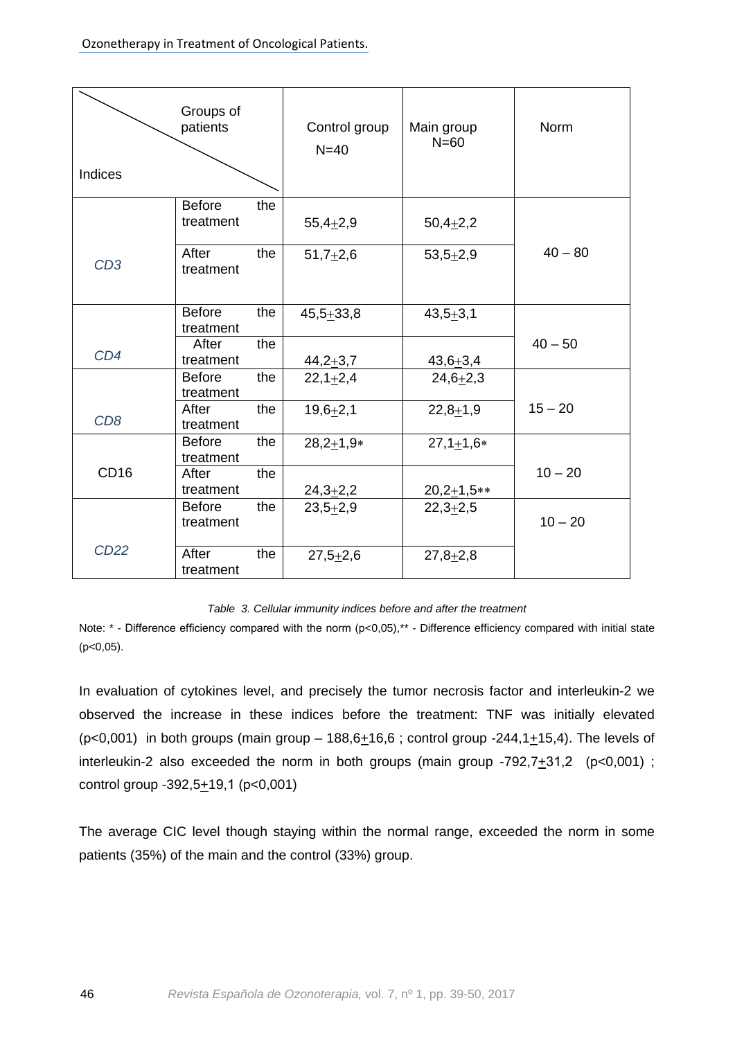| Indices | Groups of patients | Control group N=40 | Main group N=60 | Norm |
|---|---|---|---|---|
| *CD3* | Before the treatment | 55,4±2,9 | 50,4±2,2 | 40 – 80 |
| | After the treatment | 51,7±2,6 | 53,5±2,9 | |
| *CD4* | Before the treatment | 45,5±33,8 | 43,5±3,1 | 40 – 50 |
| | After the treatment | 44,2±3,7 | 43,6±3,4 | |
| *CD8* | Before the treatment | 22,1±2,4 | 24,6±2,3 | 15 – 20 |
| | After the treatment | 19,6±2,1 | 22,8±1,9 | |
| CD16 | Before the treatment | 28,2±1,9* | 27,1±1,6* | 10 – 20 |
| | After the treatment | 24,3±2,2 | 20,2±1,5** | |
| *CD22* | Before the treatment | 23,5±2,9 | 22,3±2,5 | 10 – 20 |
| | After the treatment | 27,5±2,6 | 27,8±2,8 | |

*Table 3. Cellular immunity indices before and after the treatment*

Note: * - Difference efficiency compared with the norm ($p<0,05$),** - Difference efficiency compared with initial state ($p<0,05$).

In evaluation of cytokines level, and precisely the tumor necrosis factor and interleukin-2 we observed the increase in these indices before the treatment: TNF was initially elevated ($p<0,001$) in both groups (main group – 188,6±16,6 ; control group -244,1±15,4). The levels of interleukin-2 also exceeded the norm in both groups (main group -792,7±31,2 ($p<0,001$) ; control group -392,5±19,1 ($p<0,001$)

The average CIC level though staying within the normal range, exceeded the norm in some patients (35%) of the main and the control (33%) group.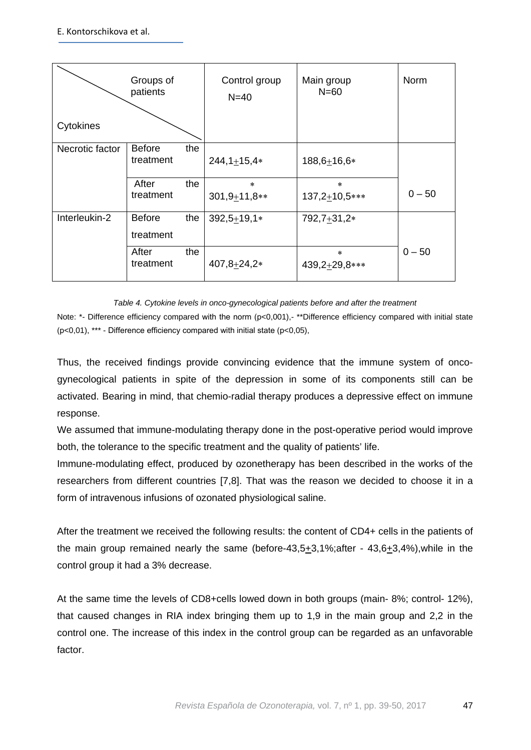| Cytokines \ Groups of patients | | Control group N=40 | Main group N=60 | Norm |
|---|---|---|---|---|
| Necrotic factor | Before the treatment | 244,1±15,4* | 188,6±16,6* | 0 – 50 |
| | After the treatment | * 301,9±11,8** | * 137,2±10,5*** | |
| Interleukin-2 | Before the treatment | 392,5±19,1* | 792,7±31,2* | 0 – 50 |
| | After the treatment | 407,8±24,2* | * 439,2±29,8*** | |

*Table 4. Cytokine levels in onco-gynecological patients before and after the treatment*

Note: *- Difference efficiency compared with the norm ($p<0,001$),- **Difference efficiency compared with initial state ($p<0,01$), *** - Difference efficiency compared with initial state ($p<0,05$),

Thus, the received findings provide convincing evidence that the immune system of onco-gynecological patients in spite of the depression in some of its components still can be activated. Bearing in mind, that chemio-radial therapy produces a depressive effect on immune response.

We assumed that immune-modulating therapy done in the post-operative period would improve both, the tolerance to the specific treatment and the quality of patients' life.

Immune-modulating effect, produced by ozonetherapy has been described in the works of the researchers from different countries [7,8]. That was the reason we decided to choose it in a form of intravenous infusions of ozonated physiological saline.

After the treatment we received the following results: the content of CD4+ cells in the patients of the main group remained nearly the same (before-43,5±3,1%;after - 43,6±3,4%),while in the control group it had a 3% decrease.

At the same time the levels of CD8+cells lowed down in both groups (main- 8%; control- 12%), that caused changes in RIA index bringing them up to 1,9 in the main group and 2,2 in the control one. The increase of this index in the control group can be regarded as an unfavorable factor.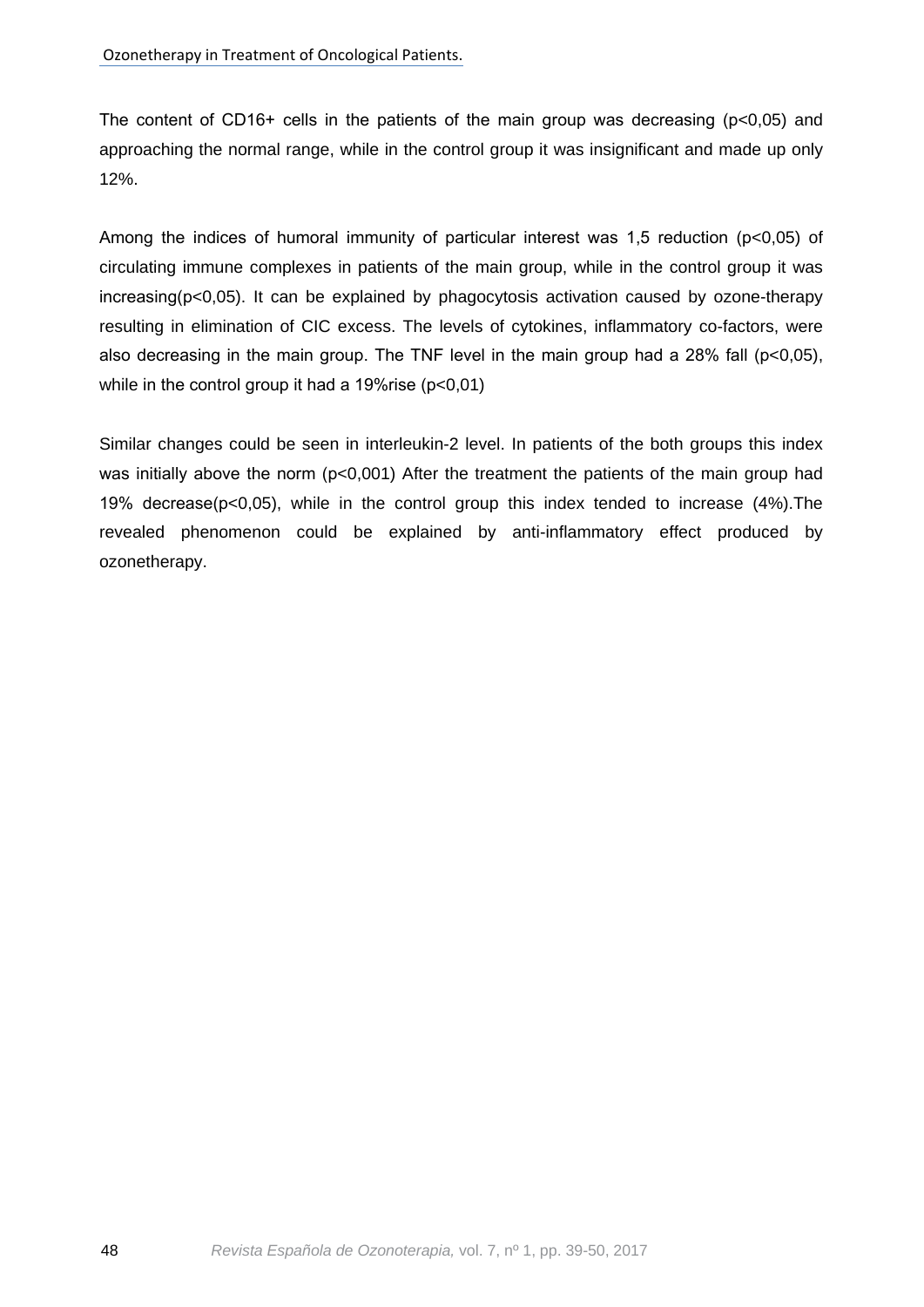The content of CD16+ cells in the patients of the main group was decreasing ($p<0,05$) and approaching the normal range, while in the control group it was insignificant and made up only 12%.

Among the indices of humoral immunity of particular interest was 1,5 reduction ($p<0,05$) of circulating immune complexes in patients of the main group, while in the control group it was increasing($p<0,05$). It can be explained by phagocytosis activation caused by ozone-therapy resulting in elimination of CIC excess. The levels of cytokines, inflammatory co-factors, were also decreasing in the main group. The TNF level in the main group had a 28% fall ($p<0,05$), while in the control group it had a 19%rise ($p<0,01$)

Similar changes could be seen in interleukin-2 level. In patients of the both groups this index was initially above the norm ($p<0,001$) After the treatment the patients of the main group had 19% decrease($p<0,05$), while in the control group this index tended to increase (4%).The revealed phenomenon could be explained by anti-inflammatory effect produced by ozonetherapy.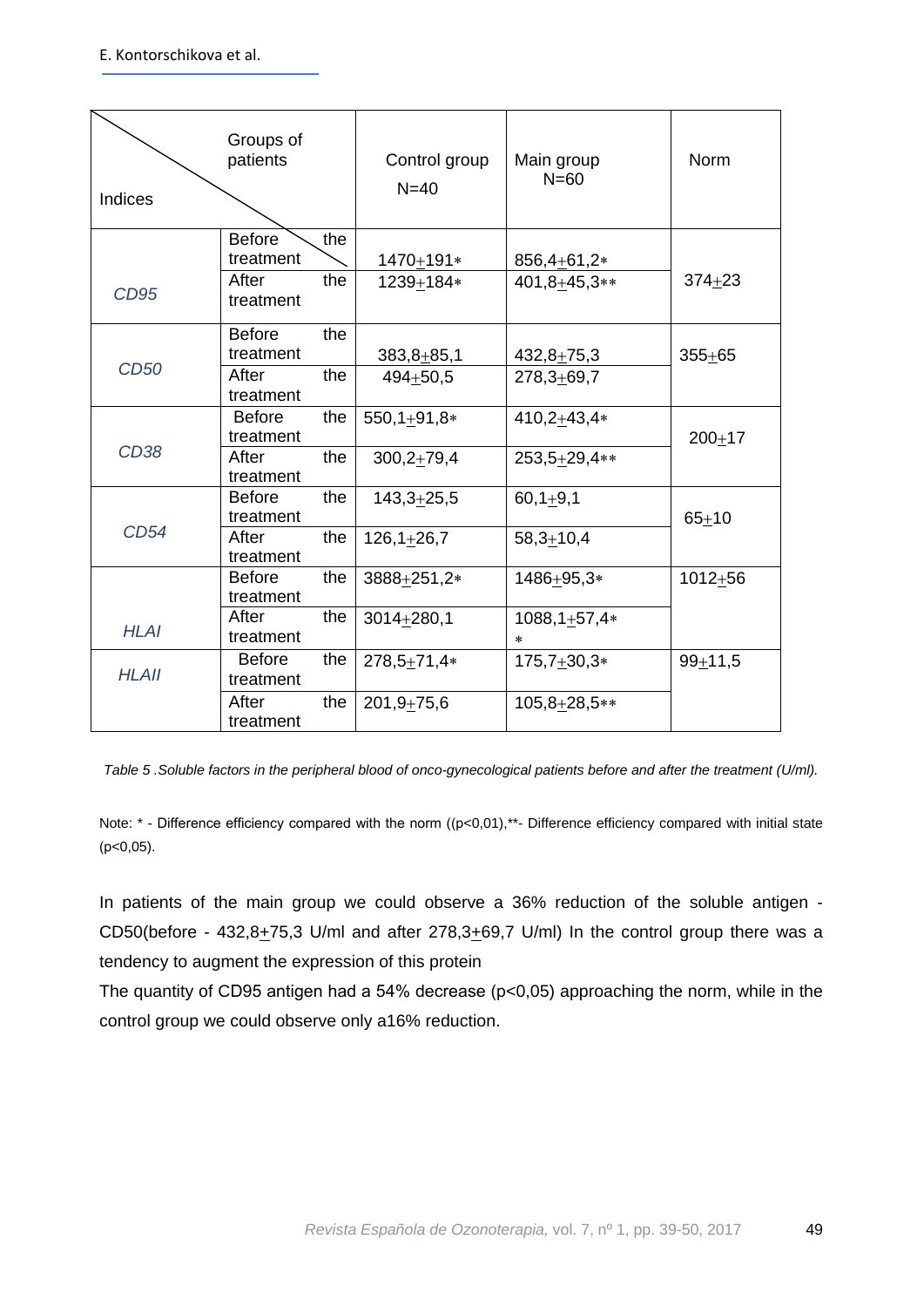| Indices | Groups of patients | Control group N=40 | Main group N=60 | Norm |
|---|---|---|---|---|
| *CD95* | Before the treatment | 1470±191* | 856,4±61,2* | 374±23 |
| | After the treatment | 1239±184* | 401,8±45,3** | |
| *CD50* | Before the treatment | 383,8±85,1 | 432,8±75,3 | 355±65 |
| | After the treatment | 494±50,5 | 278,3±69,7 | |
| *CD38* | Before the treatment | 550,1±91,8* | 410,2±43,4* | 200±17 |
| | After the treatment | 300,2±79,4 | 253,5±29,4** | |
| *CD54* | Before the treatment | 143,3±25,5 | 60,1±9,1 | 65±10 |
| | After the treatment | 126,1±26,7 | 58,3±10,4 | |
| *HLAI* | Before the treatment | 3888±251,2* | 1486±95,3* | 1012±56 |
| | After the treatment | 3014±280,1 | 1088,1±57,4** | |
| *HLAII* | Before the treatment | 278,5±71,4* | 175,7±30,3* | 99±11,5 |
| | After the treatment | 201,9±75,6 | 105,8±28,5** | |

*Table 5 .Soluble factors in the peripheral blood of onco-gynecological patients before and after the treatment (U/ml).*

Note: * - Difference efficiency compared with the norm (($p<0,01$),**- Difference efficiency compared with initial state ($p<0,05$).

In patients of the main group we could observe a 36% reduction of the soluble antigen - CD50(before - 432,8±75,3 U/ml and after 278,3±69,7 U/ml) In the control group there was a tendency to augment the expression of this protein

The quantity of CD95 antigen had a 54% decrease ($p<0,05$) approaching the norm, while in the control group we could observe only a16% reduction.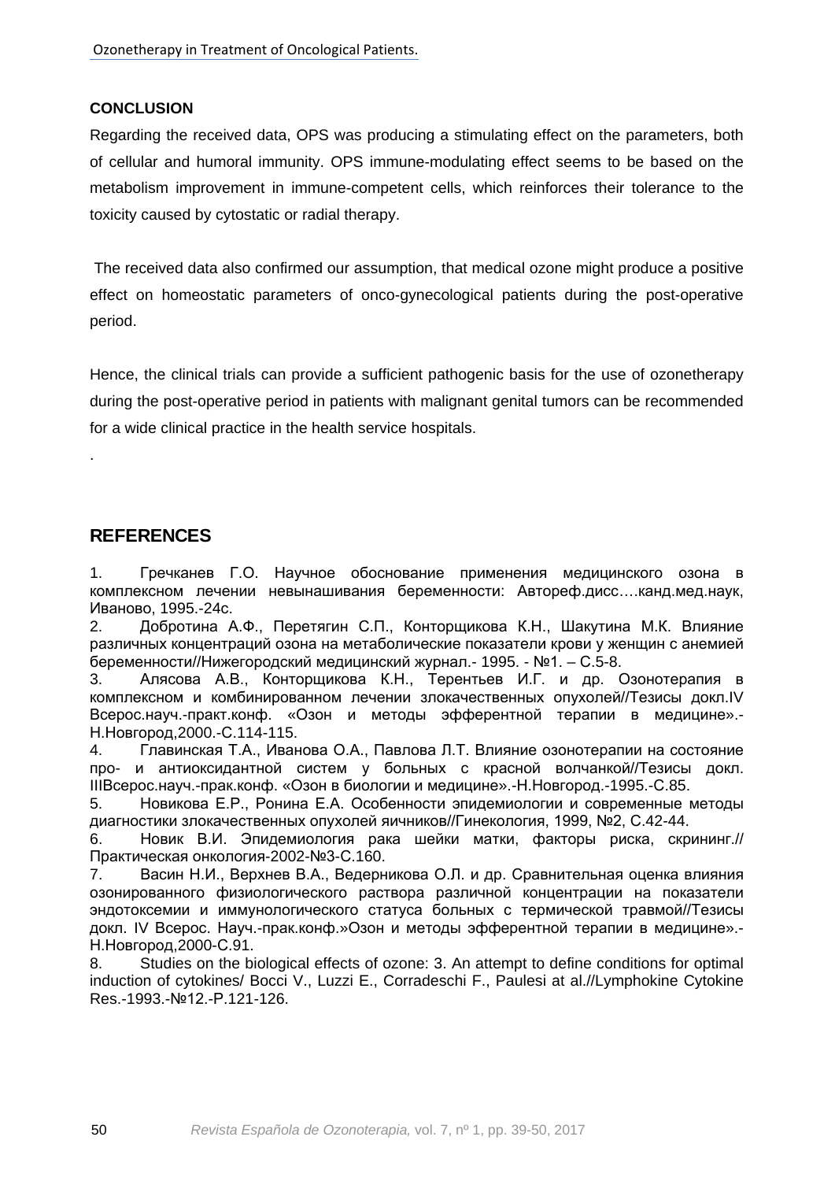## CONCLUSION

Regarding the received data, OPS was producing a stimulating effect on the parameters, both of cellular and humoral immunity. OPS immune-modulating effect seems to be based on the metabolism improvement in immune-competent cells, which reinforces their tolerance to the toxicity caused by cytostatic or radial therapy.

The received data also confirmed our assumption, that medical ozone might produce a positive effect on homeostatic parameters of onco-gynecological patients during the post-operative period.

Hence, the clinical trials can provide a sufficient pathogenic basis for the use of ozonetherapy during the post-operative period in patients with malignant genital tumors can be recommended for a wide clinical practice in the health service hospitals.

.

## REFERENCES

1. Гречканев Г.О. Научное обоснование применения медицинского озона в комплексном лечении невынашивания беременности: Автореф.дисс….канд.мед.наук, Иваново, 1995.-24с.
2. Добротина А.Ф., Перетягин С.П., Конторщикова К.Н., Шакутина М.К. Влияние различных концентраций озона на метаболические показатели крови у женщин с анемией беременности//Нижегородский медицинский журнал.- 1995. - №1. – С.5-8.
3. Алясова А.В., Конторщикова К.Н., Терентьев И.Г. и др. Озонотерапия в комплексном и комбинированном лечении злокачественных опухолей//Тезисы докл.IV Всерос.науч.-практ.конф. «Озон и методы эфферентной терапии в медицине».-Н.Новгород,2000.-С.114-115.
4. Главинская Т.А., Иванова О.А., Павлова Л.Т. Влияние озонотерапии на состояние про- и антиоксидантной систем у больных с красной волчанкой//Тезисы докл. IIIВсерос.науч.-прак.конф. «Озон в биологии и медицине».-Н.Новгород.-1995.-С.85.
5. Новикова Е.Р., Ронина Е.А. Особенности эпидемиологии и современные методы диагностики злокачественных опухолей яичников//Гинекология, 1999, №2, С.42-44.
6. Новик В.И. Эпидемиология рака шейки матки, факторы риска, скрининг.// Практическая онкология-2002-№3-С.160.
7. Васин Н.И., Верхнев В.А., Ведерникова О.Л. и др. Сравнительная оценка влияния озонированного физиологического раствора различной концентрации на показатели эндотоксемии и иммунологического статуса больных с термической травмой//Тезисы докл. IV Всерос. Науч.-прак.конф.»Озон и методы эфферентной терапии в медицине».-Н.Новгород,2000-С.91.
8. Studies on the biological effects of ozone: 3. An attempt to define conditions for optimal induction of cytokines/ Bocci V., Luzzi E., Corradeschi F., Paulesi at al.//Lymphokine Cytokine Res.-1993.-№12.-P.121-126.